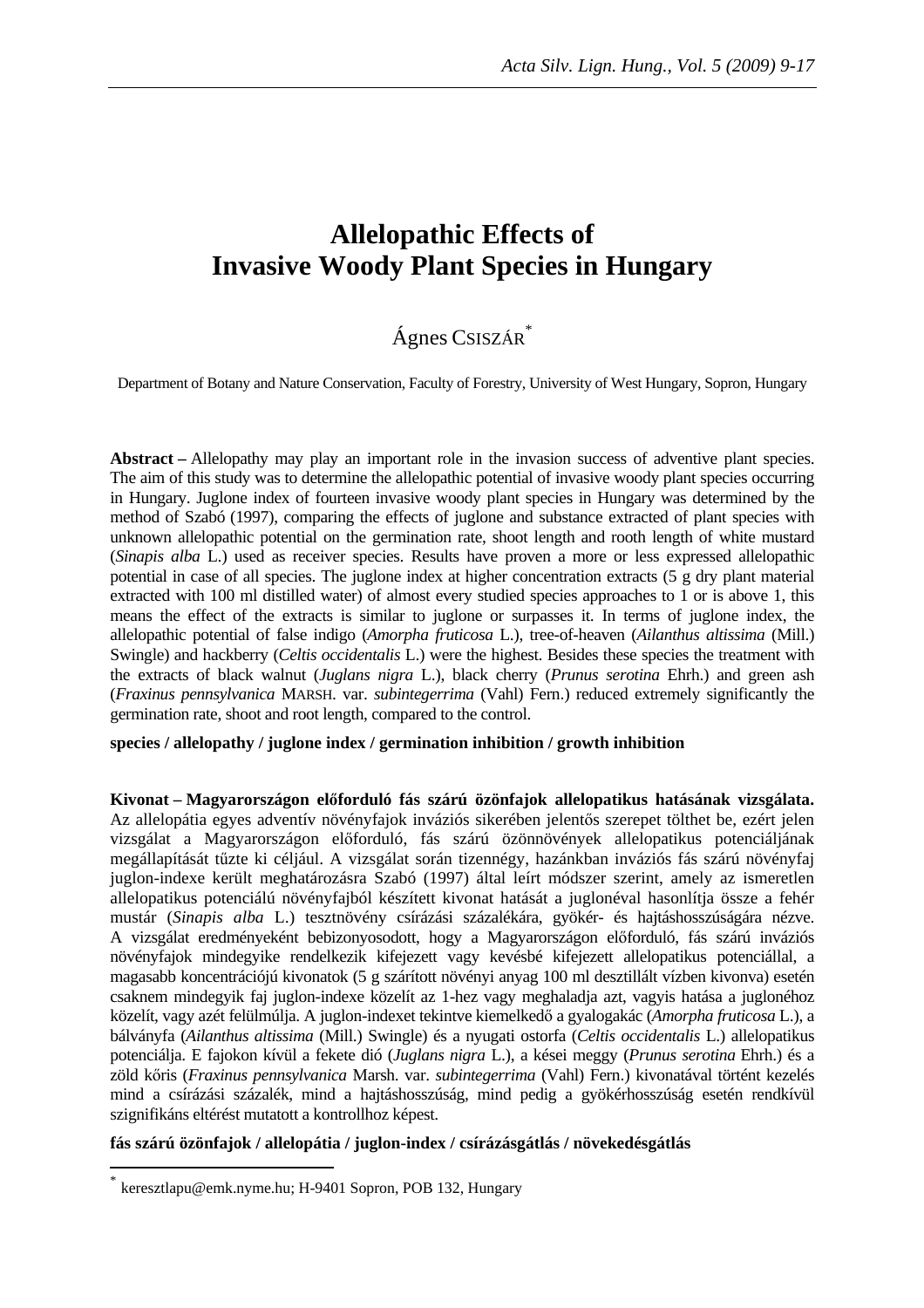# Allelopathic Effects of Invasive Woody Plant Species in Hungary

Ágnes CSISZÁR[*]

Department of Botany and Nature Conservation, Faculty of Forestry, University of West Hungary, Sopron, Hungary

**Abstract –** Allelopathy may play an important role in the invasion success of adventive plant species. The aim of this study was to determine the allelopathic potential of invasive woody plant species occurring in Hungary. Juglone index of fourteen invasive woody plant species in Hungary was determined by the method of Szabó (1997), comparing the effects of juglone and substance extracted of plant species with unknown allelopathic potential on the germination rate, shoot length and rooth length of white mustard (*Sinapis alba* L.) used as receiver species. Results have proven a more or less expressed allelopathic potential in case of all species. The juglone index at higher concentration extracts (5 g dry plant material extracted with 100 ml distilled water) of almost every studied species approaches to 1 or is above 1, this means the effect of the extracts is similar to juglone or surpasses it. In terms of juglone index, the allelopathic potential of false indigo (*Amorpha fruticosa* L.), tree-of-heaven (*Ailanthus altissima* (Mill.) Swingle) and hackberry (*Celtis occidentalis* L.) were the highest. Besides these species the treatment with the extracts of black walnut (*Juglans nigra* L.), black cherry (*Prunus serotina* Ehrh.) and green ash (*Fraxinus pennsylvanica* MARSH. var. *subintegerrima* (Vahl) Fern.) reduced extremely significantly the germination rate, shoot and root length, compared to the control.

**species / allelopathy / juglone index / germination inhibition / growth inhibition**

**Kivonat – Magyarországon előforduló fás szárú özönfajok allelopatikus hatásának vizsgálata.** Az allelopátia egyes adventív növényfajok inváziós sikerében jelentős szerepet tölthet be, ezért jelen vizsgálat a Magyarországon előforduló, fás szárú özönnövények allelopatikus potenciáljának megállapítását tűzte ki céljául. A vizsgálat során tizennégy, hazánkban inváziós fás szárú növényfaj juglon-indexe került meghatározásra Szabó (1997) által leírt módszer szerint, amely az ismeretlen allelopatikus potenciálú növényfajból készített kivonat hatását a juglonéval hasonlítja össze a fehér mustár (*Sinapis alba* L.) tesztnövény csírázási százalékára, gyökér- és hajtáshosszúságára nézve. A vizsgálat eredményeként bebizonyosodott, hogy a Magyarországon előforduló, fás szárú inváziós növényfajok mindegyike rendelkezik kifejezett vagy kevésbé kifejezett allelopatikus potenciállal, a magasabb koncentrációjú kivonatok (5 g szárított növényi anyag 100 ml desztillált vízben kivonva) esetén csaknem mindegyik faj juglon-indexe közelít az 1-hez vagy meghaladja azt, vagyis hatása a juglonéhoz közelít, vagy azét felülmúlja. A juglon-indexet tekintve kiemelkedő a gyalogakác (*Amorpha fruticosa* L.), a bálványfa (*Ailanthus altissima* (Mill.) Swingle) és a nyugati ostorfa (*Celtis occidentalis* L.) allelopatikus potenciálja. E fajokon kívül a fekete dió (*Juglans nigra* L.), a kései meggy (*Prunus serotina* Ehrh.) és a zöld kőris (*Fraxinus pennsylvanica* Marsh. var. *subintegerrima* (Vahl) Fern.) kivonatával történt kezelés mind a csírázási százalék, mind a hajtáshosszúság, mind pedig a gyökérhosszúság esetén rendkívül szignifikáns eltérést mutatott a kontrollhoz képest.

**fás szárú özönfajok / allelopátia / juglon-index / csírázásgátlás / növekedésgátlás**

---

[*] keresztlapu@emk.nyme.hu; H-9401 Sopron, POB 132, Hungary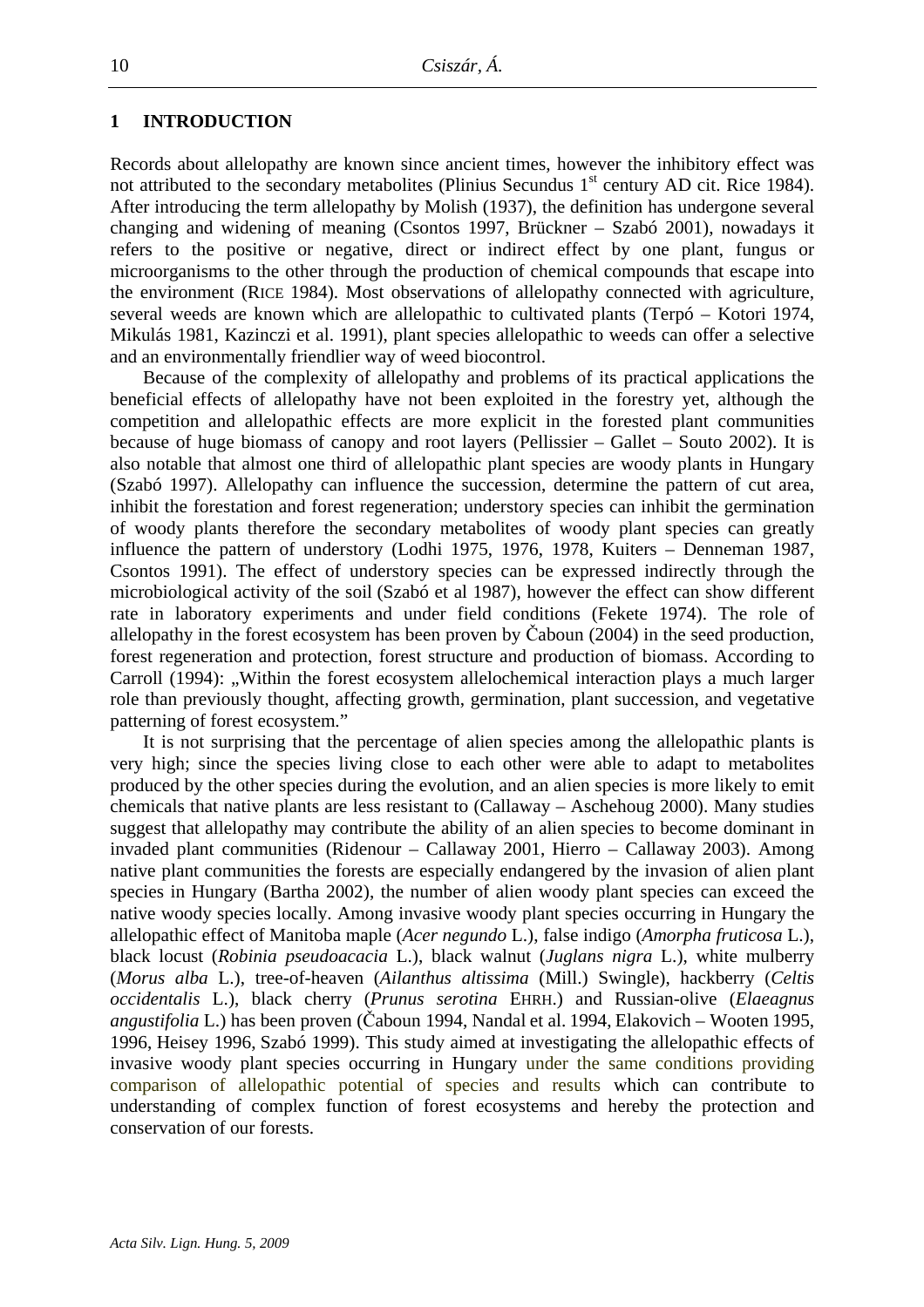## 1 INTRODUCTION

Records about allelopathy are known since ancient times, however the inhibitory effect was not attributed to the secondary metabolites (Plinius Secundus 1st century AD cit. Rice 1984). After introducing the term allelopathy by Molish (1937), the definition has undergone several changing and widening of meaning (Csontos 1997, Brückner – Szabó 2001), nowadays it refers to the positive or negative, direct or indirect effect by one plant, fungus or microorganisms to the other through the production of chemical compounds that escape into the environment (RICE 1984). Most observations of allelopathy connected with agriculture, several weeds are known which are allelopathic to cultivated plants (Terpó – Kotori 1974, Mikulás 1981, Kazinczi et al. 1991), plant species allelopathic to weeds can offer a selective and an environmentally friendlier way of weed biocontrol.

Because of the complexity of allelopathy and problems of its practical applications the beneficial effects of allelopathy have not been exploited in the forestry yet, although the competition and allelopathic effects are more explicit in the forested plant communities because of huge biomass of canopy and root layers (Pellissier – Gallet – Souto 2002). It is also notable that almost one third of allelopathic plant species are woody plants in Hungary (Szabó 1997). Allelopathy can influence the succession, determine the pattern of cut area, inhibit the forestation and forest regeneration; understory species can inhibit the germination of woody plants therefore the secondary metabolites of woody plant species can greatly influence the pattern of understory (Lodhi 1975, 1976, 1978, Kuiters – Denneman 1987, Csontos 1991). The effect of understory species can be expressed indirectly through the microbiological activity of the soil (Szabó et al 1987), however the effect can show different rate in laboratory experiments and under field conditions (Fekete 1974). The role of allelopathy in the forest ecosystem has been proven by Čaboun (2004) in the seed production, forest regeneration and protection, forest structure and production of biomass. According to Carroll (1994): „Within the forest ecosystem allelochemical interaction plays a much larger role than previously thought, affecting growth, germination, plant succession, and vegetative patterning of forest ecosystem."

It is not surprising that the percentage of alien species among the allelopathic plants is very high; since the species living close to each other were able to adapt to metabolites produced by the other species during the evolution, and an alien species is more likely to emit chemicals that native plants are less resistant to (Callaway – Aschehoug 2000). Many studies suggest that allelopathy may contribute the ability of an alien species to become dominant in invaded plant communities (Ridenour – Callaway 2001, Hierro – Callaway 2003). Among native plant communities the forests are especially endangered by the invasion of alien plant species in Hungary (Bartha 2002), the number of alien woody plant species can exceed the native woody species locally. Among invasive woody plant species occurring in Hungary the allelopathic effect of Manitoba maple (*Acer negundo* L.), false indigo (*Amorpha fruticosa* L.), black locust (*Robinia pseudoacacia* L.), black walnut (*Juglans nigra* L.), white mulberry (*Morus alba* L.), tree-of-heaven (*Ailanthus altissima* (Mill.) Swingle), hackberry (*Celtis occidentalis* L.), black cherry (*Prunus serotina* EHRH.) and Russian-olive (*Elaeagnus angustifolia* L.) has been proven (Čaboun 1994, Nandal et al. 1994, Elakovich – Wooten 1995, 1996, Heisey 1996, Szabó 1999). This study aimed at investigating the allelopathic effects of invasive woody plant species occurring in Hungary under the same conditions providing comparison of allelopathic potential of species and results which can contribute to understanding of complex function of forest ecosystems and hereby the protection and conservation of our forests.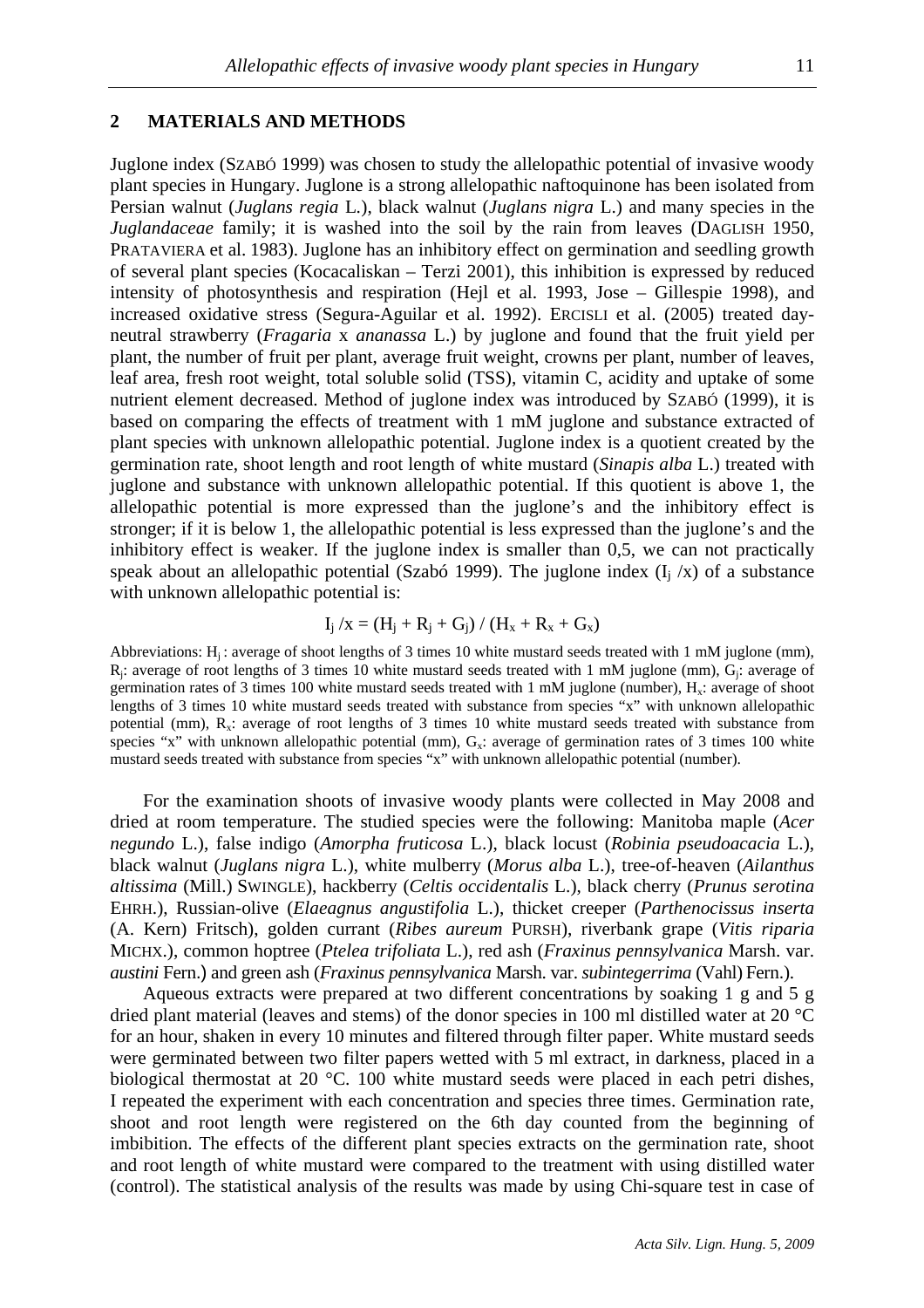## 2 MATERIALS AND METHODS

Juglone index (SZABÓ 1999) was chosen to study the allelopathic potential of invasive woody plant species in Hungary. Juglone is a strong allelopathic naftoquinone has been isolated from Persian walnut (*Juglans regia* L.), black walnut (*Juglans nigra* L.) and many species in the *Juglandaceae* family; it is washed into the soil by the rain from leaves (DAGLISH 1950, PRATAVIERA et al. 1983). Juglone has an inhibitory effect on germination and seedling growth of several plant species (Kocacaliskan – Terzi 2001), this inhibition is expressed by reduced intensity of photosynthesis and respiration (Hejl et al. 1993, Jose – Gillespie 1998), and increased oxidative stress (Segura-Aguilar et al. 1992). ERCISLI et al. (2005) treated day-neutral strawberry (*Fragaria* x *ananassa* L.) by juglone and found that the fruit yield per plant, the number of fruit per plant, average fruit weight, crowns per plant, number of leaves, leaf area, fresh root weight, total soluble solid (TSS), vitamin C, acidity and uptake of some nutrient element decreased. Method of juglone index was introduced by SZABÓ (1999), it is based on comparing the effects of treatment with 1 mM juglone and substance extracted of plant species with unknown allelopathic potential. Juglone index is a quotient created by the germination rate, shoot length and root length of white mustard (*Sinapis alba* L.) treated with juglone and substance with unknown allelopathic potential. If this quotient is above 1, the allelopathic potential is more expressed than the juglone's and the inhibitory effect is stronger; if it is below 1, the allelopathic potential is less expressed than the juglone's and the inhibitory effect is weaker. If the juglone index is smaller than 0,5, we can not practically speak about an allelopathic potential (Szabó 1999). The juglone index ($I_j$ /x) of a substance with unknown allelopathic potential is:

$$I_j / x = (H_j + R_j + G_j) / (H_x + R_x + G_x)$$

Abbreviations: $H_j$ : average of shoot lengths of 3 times 10 white mustard seeds treated with 1 mM juglone (mm), $R_j$: average of root lengths of 3 times 10 white mustard seeds treated with 1 mM juglone (mm), $G_j$: average of germination rates of 3 times 100 white mustard seeds treated with 1 mM juglone (number), $H_x$: average of shoot lengths of 3 times 10 white mustard seeds treated with substance from species "x" with unknown allelopathic potential (mm), $R_x$: average of root lengths of 3 times 10 white mustard seeds treated with substance from species "x" with unknown allelopathic potential (mm), $G_x$: average of germination rates of 3 times 100 white mustard seeds treated with substance from species "x" with unknown allelopathic potential (number).

For the examination shoots of invasive woody plants were collected in May 2008 and dried at room temperature. The studied species were the following: Manitoba maple (*Acer negundo* L.), false indigo (*Amorpha fruticosa* L.), black locust (*Robinia pseudoacacia* L.), black walnut (*Juglans nigra* L.), white mulberry (*Morus alba* L.), tree-of-heaven (*Ailanthus altissima* (Mill.) SWINGLE), hackberry (*Celtis occidentalis* L.), black cherry (*Prunus serotina* EHRH.), Russian-olive (*Elaeagnus angustifolia* L.), thicket creeper (*Parthenocissus inserta* (A. Kern) Fritsch), golden currant (*Ribes aureum* PURSH), riverbank grape (*Vitis riparia* MICHX.), common hoptree (*Ptelea trifoliata* L.), red ash (*Fraxinus pennsylvanica* Marsh. var. *austini* Fern.) and green ash (*Fraxinus pennsylvanica* Marsh. var. *subintegerrima* (Vahl) Fern.).

Aqueous extracts were prepared at two different concentrations by soaking 1 g and 5 g dried plant material (leaves and stems) of the donor species in 100 ml distilled water at 20 °C for an hour, shaken in every 10 minutes and filtered through filter paper. White mustard seeds were germinated between two filter papers wetted with 5 ml extract, in darkness, placed in a biological thermostat at 20 °C. 100 white mustard seeds were placed in each petri dishes, I repeated the experiment with each concentration and species three times. Germination rate, shoot and root length were registered on the 6th day counted from the beginning of imbibition. The effects of the different plant species extracts on the germination rate, shoot and root length of white mustard were compared to the treatment with using distilled water (control). The statistical analysis of the results was made by using Chi-square test in case of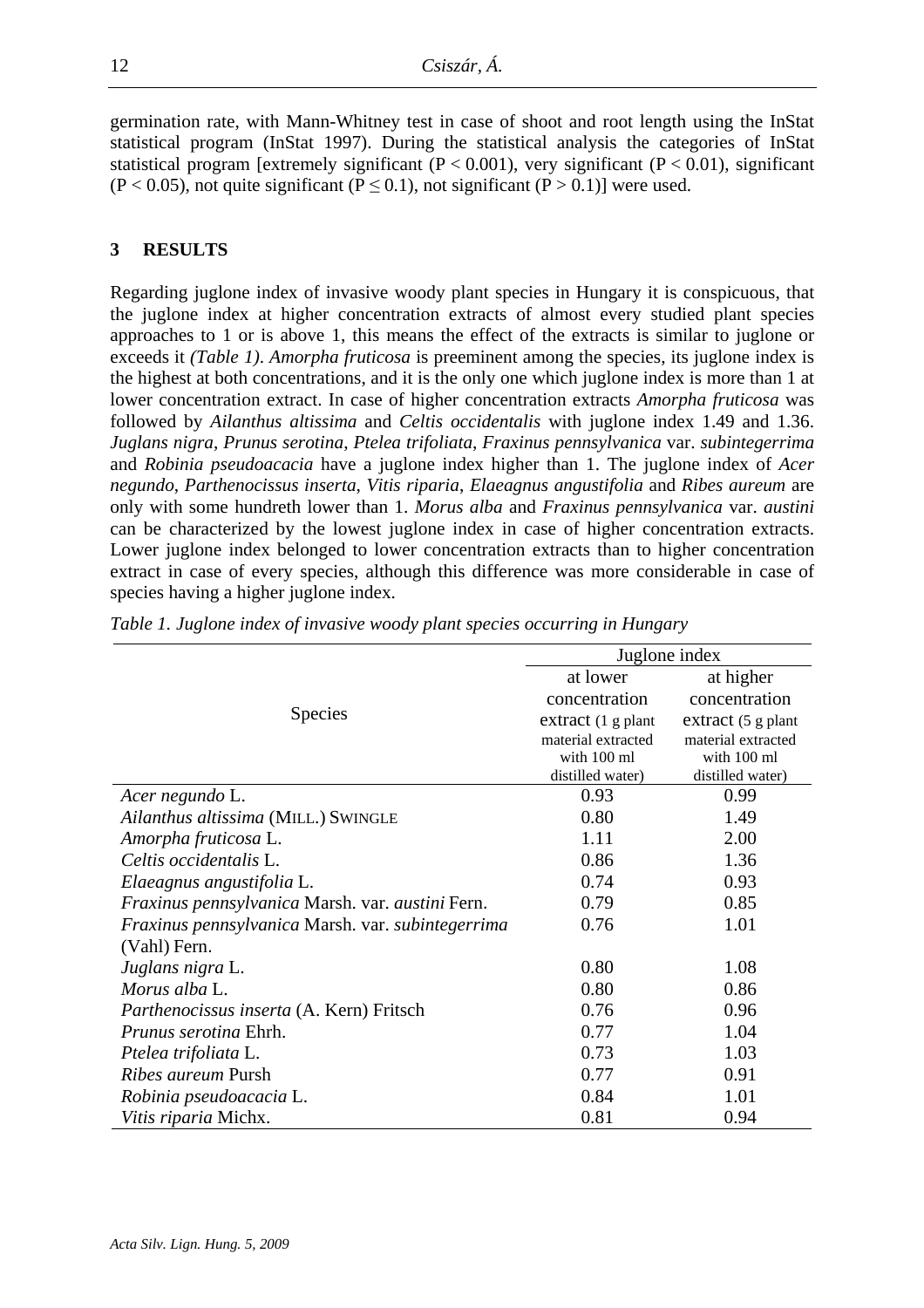germination rate, with Mann-Whitney test in case of shoot and root length using the InStat statistical program (InStat 1997). During the statistical analysis the categories of InStat statistical program [extremely significant ($P < 0.001$), very significant ($P < 0.01$), significant ($P < 0.05$), not quite significant ($P \leq 0.1$), not significant ($P > 0.1$)] were used.

## 3 RESULTS

Regarding juglone index of invasive woody plant species in Hungary it is conspicuous, that the juglone index at higher concentration extracts of almost every studied plant species approaches to 1 or is above 1, this means the effect of the extracts is similar to juglone or exceeds it *(Table 1)*. *Amorpha fruticosa* is preeminent among the species, its juglone index is the highest at both concentrations, and it is the only one which juglone index is more than 1 at lower concentration extract. In case of higher concentration extracts *Amorpha fruticosa* was followed by *Ailanthus altissima* and *Celtis occidentalis* with juglone index 1.49 and 1.36. *Juglans nigra*, *Prunus serotina*, *Ptelea trifoliata*, *Fraxinus pennsylvanica* var. *subintegerrima* and *Robinia pseudoacacia* have a juglone index higher than 1. The juglone index of *Acer negundo*, *Parthenocissus inserta*, *Vitis riparia*, *Elaeagnus angustifolia* and *Ribes aureum* are only with some hundreth lower than 1. *Morus alba* and *Fraxinus pennsylvanica* var. *austini* can be characterized by the lowest juglone index in case of higher concentration extracts. Lower juglone index belonged to lower concentration extracts than to higher concentration extract in case of every species, although this difference was more considerable in case of species having a higher juglone index.

*Table 1. Juglone index of invasive woody plant species occurring in Hungary*

| Species | Juglone index | |
|---|---|---|
| | at lower concentration extract (1 g plant material extracted with 100 ml distilled water) | at higher concentration extract (5 g plant material extracted with 100 ml distilled water) |
| *Acer negundo* L. | 0.93 | 0.99 |
| *Ailanthus altissima* (MILL.) SWINGLE | 0.80 | 1.49 |
| *Amorpha fruticosa* L. | 1.11 | 2.00 |
| *Celtis occidentalis* L. | 0.86 | 1.36 |
| *Elaeagnus angustifolia* L. | 0.74 | 0.93 |
| *Fraxinus pennsylvanica* Marsh. var. *austini* Fern. | 0.79 | 0.85 |
| *Fraxinus pennsylvanica* Marsh. var. *subintegerrima* (Vahl) Fern. | 0.76 | 1.01 |
| *Juglans nigra* L. | 0.80 | 1.08 |
| *Morus alba* L. | 0.80 | 0.86 |
| *Parthenocissus inserta* (A. Kern) Fritsch | 0.76 | 0.96 |
| *Prunus serotina* Ehrh. | 0.77 | 1.04 |
| *Ptelea trifoliata* L. | 0.73 | 1.03 |
| *Ribes aureum* Pursh | 0.77 | 0.91 |
| *Robinia pseudoacacia* L. | 0.84 | 1.01 |
| *Vitis riparia* Michx. | 0.81 | 0.94 |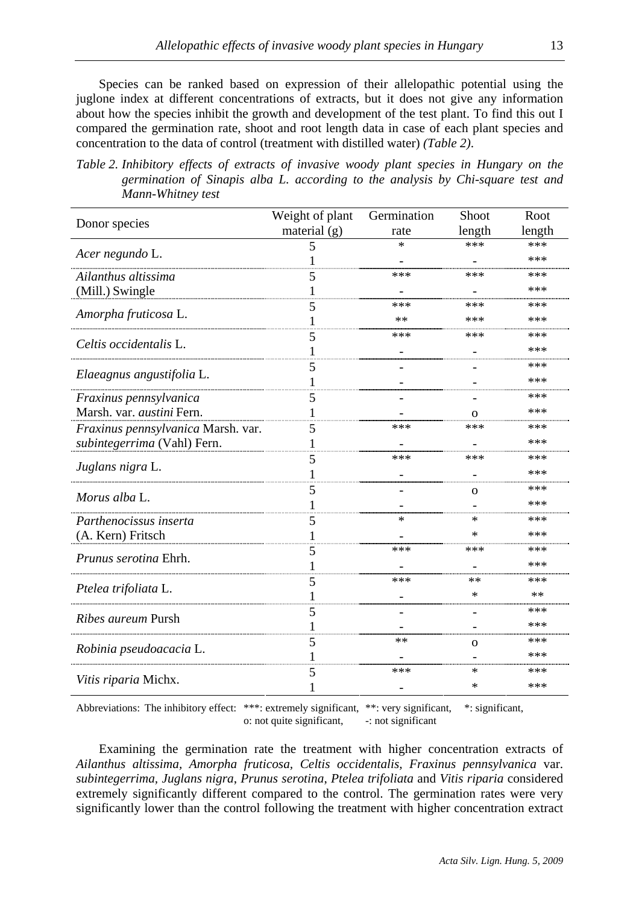Species can be ranked based on expression of their allelopathic potential using the juglone index at different concentrations of extracts, but it does not give any information about how the species inhibit the growth and development of the test plant. To find this out I compared the germination rate, shoot and root length data in case of each plant species and concentration to the data of control (treatment with distilled water) *(Table 2)*.

*Table 2. Inhibitory effects of extracts of invasive woody plant species in Hungary on the germination of Sinapis alba L. according to the analysis by Chi-square test and Mann-Whitney test*

| Donor species | Weight of plant material (g) | Germination rate | Shoot length | Root length |
|---|---|---|---|---|
| *Acer negundo* L. | 5 | * | *** | *** |
| | 1 | - | - | *** |
| *Ailanthus altissima* (Mill.) Swingle | 5 | *** | *** | *** |
| | 1 | - | - | *** |
| *Amorpha fruticosa* L. | 5 | *** | *** | *** |
| | 1 | ** | *** | *** |
| *Celtis occidentalis* L. | 5 | *** | *** | *** |
| | 1 | - | - | *** |
| *Elaeagnus angustifolia* L. | 5 | - | - | *** |
| | 1 | - | - | *** |
| *Fraxinus pennsylvanica* Marsh. var. *austini* Fern. | 5 | - | - | *** |
| | 1 | - | o | *** |
| *Fraxinus pennsylvanica* Marsh. var. *subintegerrima* (Vahl) Fern. | 5 | *** | *** | *** |
| | 1 | - | - | *** |
| *Juglans nigra* L. | 5 | *** | *** | *** |
| | 1 | - | - | *** |
| *Morus alba* L. | 5 | - | o | *** |
| | 1 | - | - | *** |
| *Parthenocissus inserta* (A. Kern) Fritsch | 5 | * | * | *** |
| | 1 | - | * | *** |
| *Prunus serotina* Ehrh. | 5 | *** | *** | *** |
| | 1 | - | - | *** |
| *Ptelea trifoliata* L. | 5 | *** | ** | *** |
| | 1 | - | * | ** |
| *Ribes aureum* Pursh | 5 | - | - | *** |
| | 1 | - | - | *** |
| *Robinia pseudoacacia* L. | 5 | ** | o | *** |
| | 1 | - | - | *** |
| *Vitis riparia* Michx. | 5 | *** | * | *** |
| | 1 | - | * | *** |

Abbreviations: The inhibitory effect: ***: extremely significant, **: very significant, *: significant, o: not quite significant, -: not significant

Examining the germination rate the treatment with higher concentration extracts of *Ailanthus altissima*, *Amorpha fruticosa*, *Celtis occidentalis*, *Fraxinus pennsylvanica* var. *subintegerrima*, *Juglans nigra*, *Prunus serotina*, *Ptelea trifoliata* and *Vitis riparia* considered extremely significantly different compared to the control. The germination rates were very significantly lower than the control following the treatment with higher concentration extract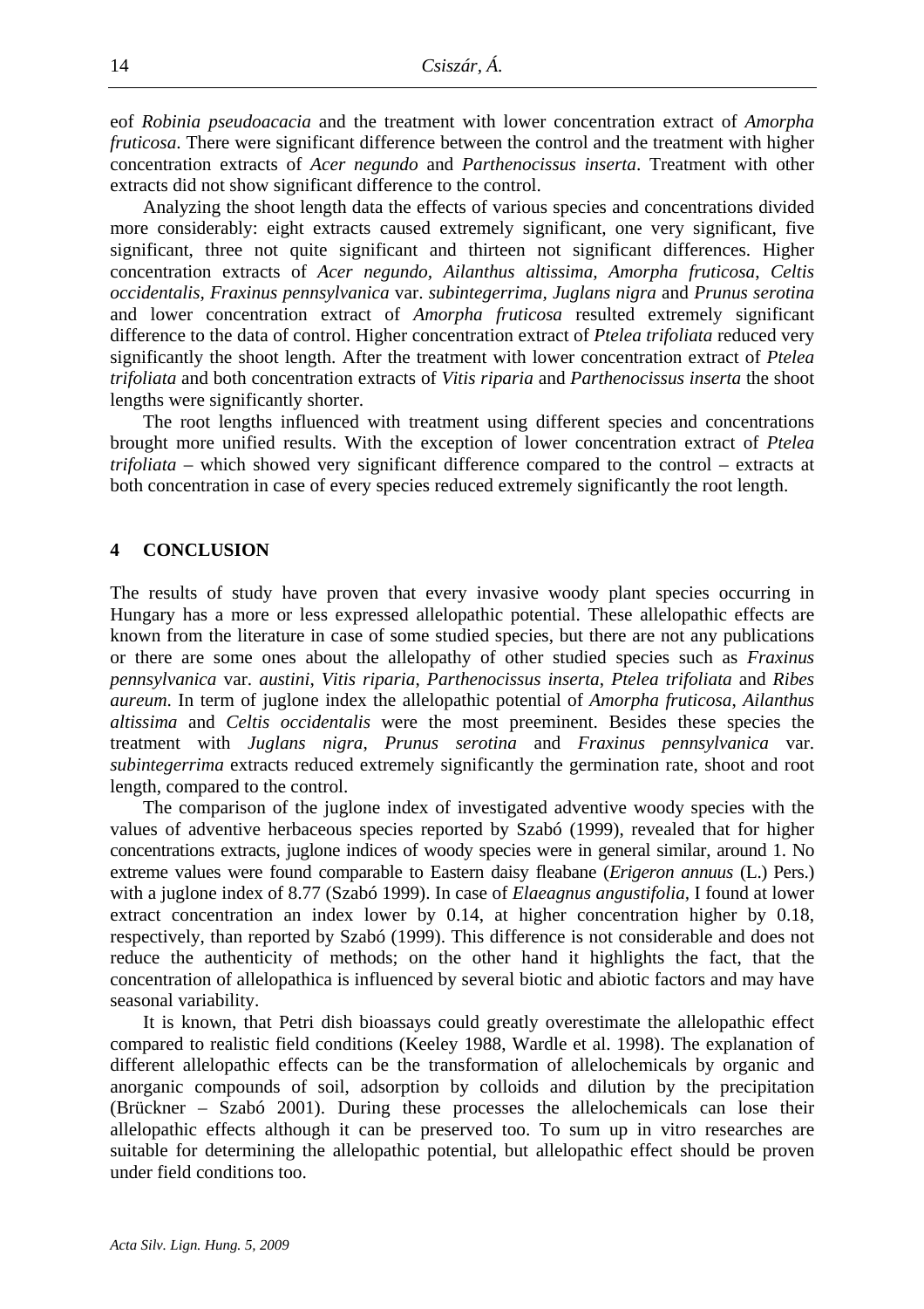eof *Robinia pseudoacacia* and the treatment with lower concentration extract of *Amorpha fruticosa*. There were significant difference between the control and the treatment with higher concentration extracts of *Acer negundo* and *Parthenocissus inserta*. Treatment with other extracts did not show significant difference to the control.

Analyzing the shoot length data the effects of various species and concentrations divided more considerably: eight extracts caused extremely significant, one very significant, five significant, three not quite significant and thirteen not significant differences. Higher concentration extracts of *Acer negundo, Ailanthus altissima*, *Amorpha fruticosa*, *Celtis occidentalis, Fraxinus pennsylvanica* var. *subintegerrima, Juglans nigra* and *Prunus serotina* and lower concentration extract of *Amorpha fruticosa* resulted extremely significant difference to the data of control. Higher concentration extract of *Ptelea trifoliata* reduced very significantly the shoot length. After the treatment with lower concentration extract of *Ptelea trifoliata* and both concentration extracts of *Vitis riparia* and *Parthenocissus inserta* the shoot lengths were significantly shorter.

The root lengths influenced with treatment using different species and concentrations brought more unified results. With the exception of lower concentration extract of *Ptelea trifoliata* – which showed very significant difference compared to the control – extracts at both concentration in case of every species reduced extremely significantly the root length.

## 4 CONCLUSION

The results of study have proven that every invasive woody plant species occurring in Hungary has a more or less expressed allelopathic potential. These allelopathic effects are known from the literature in case of some studied species, but there are not any publications or there are some ones about the allelopathy of other studied species such as *Fraxinus pennsylvanica* var. *austini*, *Vitis riparia*, *Parthenocissus inserta*, *Ptelea trifoliata* and *Ribes aureum*. In term of juglone index the allelopathic potential of *Amorpha fruticosa*, *Ailanthus altissima* and *Celtis occidentalis* were the most preeminent. Besides these species the treatment with *Juglans nigra*, *Prunus serotina* and *Fraxinus pennsylvanica* var. *subintegerrima* extracts reduced extremely significantly the germination rate, shoot and root length, compared to the control.

The comparison of the juglone index of investigated adventive woody species with the values of adventive herbaceous species reported by Szabó (1999), revealed that for higher concentrations extracts, juglone indices of woody species were in general similar, around 1. No extreme values were found comparable to Eastern daisy fleabane (*Erigeron annuus* (L.) Pers.) with a juglone index of 8.77 (Szabó 1999). In case of *Elaeagnus angustifolia*, I found at lower extract concentration an index lower by 0.14, at higher concentration higher by 0.18, respectively, than reported by Szabó (1999). This difference is not considerable and does not reduce the authenticity of methods; on the other hand it highlights the fact, that the concentration of allelopathica is influenced by several biotic and abiotic factors and may have seasonal variability.

It is known, that Petri dish bioassays could greatly overestimate the allelopathic effect compared to realistic field conditions (Keeley 1988, Wardle et al. 1998). The explanation of different allelopathic effects can be the transformation of allelochemicals by organic and anorganic compounds of soil, adsorption by colloids and dilution by the precipitation (Brückner – Szabó 2001). During these processes the allelochemicals can lose their allelopathic effects although it can be preserved too. To sum up in vitro researches are suitable for determining the allelopathic potential, but allelopathic effect should be proven under field conditions too.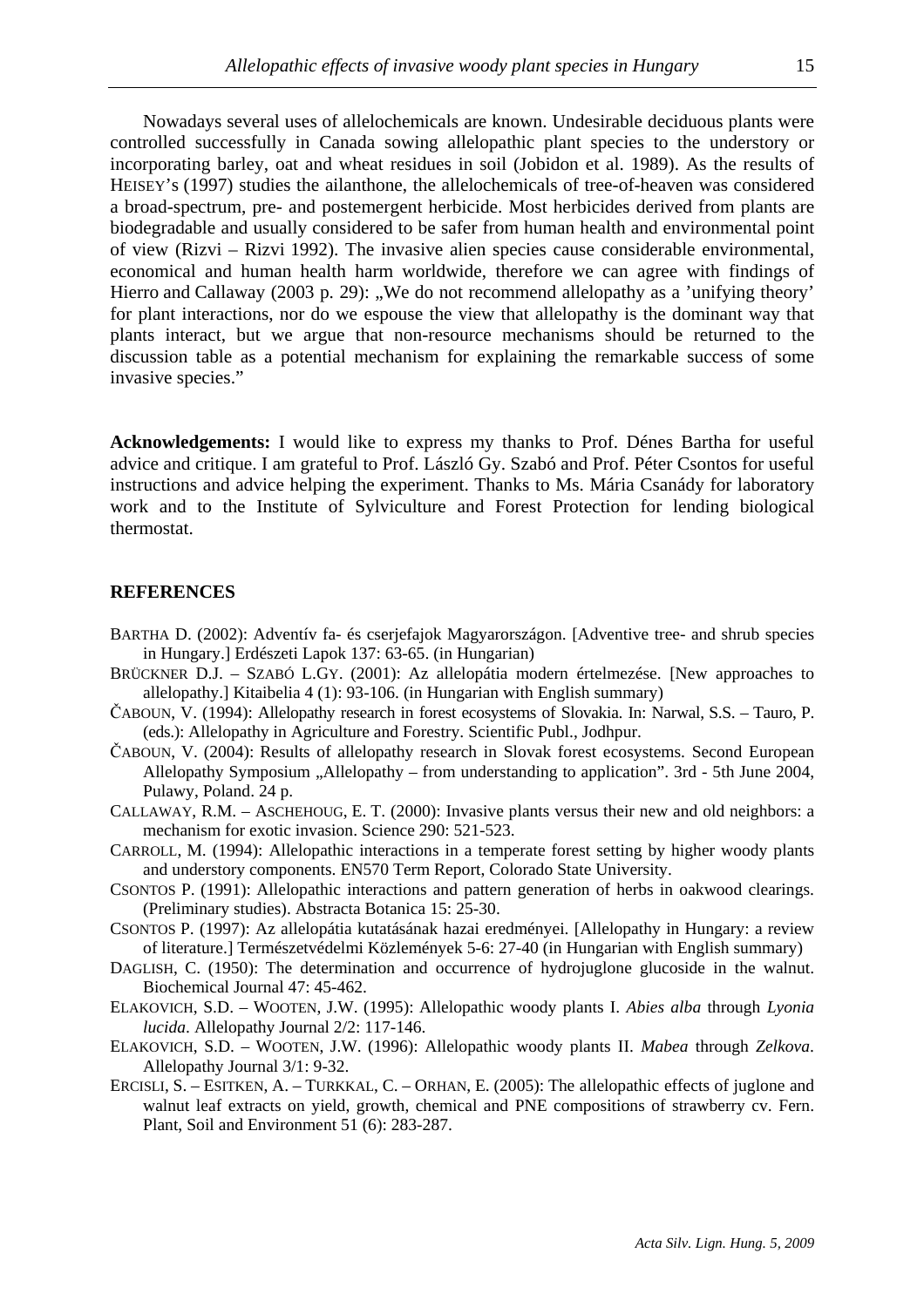Nowadays several uses of allelochemicals are known. Undesirable deciduous plants were controlled successfully in Canada sowing allelopathic plant species to the understory or incorporating barley, oat and wheat residues in soil (Jobidon et al. 1989). As the results of HEISEY's (1997) studies the ailanthone, the allelochemicals of tree-of-heaven was considered a broad-spectrum, pre- and postemergent herbicide. Most herbicides derived from plants are biodegradable and usually considered to be safer from human health and environmental point of view (Rizvi – Rizvi 1992). The invasive alien species cause considerable environmental, economical and human health harm worldwide, therefore we can agree with findings of Hierro and Callaway (2003 p. 29): „We do not recommend allelopathy as a 'unifying theory' for plant interactions, nor do we espouse the view that allelopathy is the dominant way that plants interact, but we argue that non-resource mechanisms should be returned to the discussion table as a potential mechanism for explaining the remarkable success of some invasive species."

**Acknowledgements:** I would like to express my thanks to Prof. Dénes Bartha for useful advice and critique. I am grateful to Prof. László Gy. Szabó and Prof. Péter Csontos for useful instructions and advice helping the experiment. Thanks to Ms. Mária Csanády for laboratory work and to the Institute of Sylviculture and Forest Protection for lending biological thermostat.

## REFERENCES

BARTHA D. (2002): Adventív fa- és cserjefajok Magyarországon. [Adventive tree- and shrub species in Hungary.] Erdészeti Lapok 137: 63-65. (in Hungarian)

BRÜCKNER D.J. – SZABÓ L.GY. (2001): Az allelopátia modern értelmezése. [New approaches to allelopathy.] Kitaibelia 4 (1): 93-106. (in Hungarian with English summary)

ČABOUN, V. (1994): Allelopathy research in forest ecosystems of Slovakia. In: Narwal, S.S. – Tauro, P. (eds.): Allelopathy in Agriculture and Forestry. Scientific Publ., Jodhpur.

ČABOUN, V. (2004): Results of allelopathy research in Slovak forest ecosystems. Second European Allelopathy Symposium „Allelopathy – from understanding to application". 3rd - 5th June 2004, Pulawy, Poland. 24 p.

CALLAWAY, R.M. – ASCHEHOUG, E. T. (2000): Invasive plants versus their new and old neighbors: a mechanism for exotic invasion. Science 290: 521-523.

CARROLL, M. (1994): Allelopathic interactions in a temperate forest setting by higher woody plants and understory components. EN570 Term Report, Colorado State University.

CSONTOS P. (1991): Allelopathic interactions and pattern generation of herbs in oakwood clearings. (Preliminary studies). Abstracta Botanica 15: 25-30.

CSONTOS P. (1997): Az allelopátia kutatásának hazai eredményei. [Allelopathy in Hungary: a review of literature.] Természetvédelmi Közlemények 5-6: 27-40 (in Hungarian with English summary)

DAGLISH, C. (1950): The determination and occurrence of hydrojuglone glucoside in the walnut. Biochemical Journal 47: 45-462.

ELAKOVICH, S.D. – WOOTEN, J.W. (1995): Allelopathic woody plants I. *Abies alba* through *Lyonia lucida*. Allelopathy Journal 2/2: 117-146.

ELAKOVICH, S.D. – WOOTEN, J.W. (1996): Allelopathic woody plants II. *Mabea* through *Zelkova*. Allelopathy Journal 3/1: 9-32.

ERCISLI, S. – ESITKEN, A. – TURKKAL, C. – ORHAN, E. (2005): The allelopathic effects of juglone and walnut leaf extracts on yield, growth, chemical and PNE compositions of strawberry cv. Fern. Plant, Soil and Environment 51 (6): 283-287.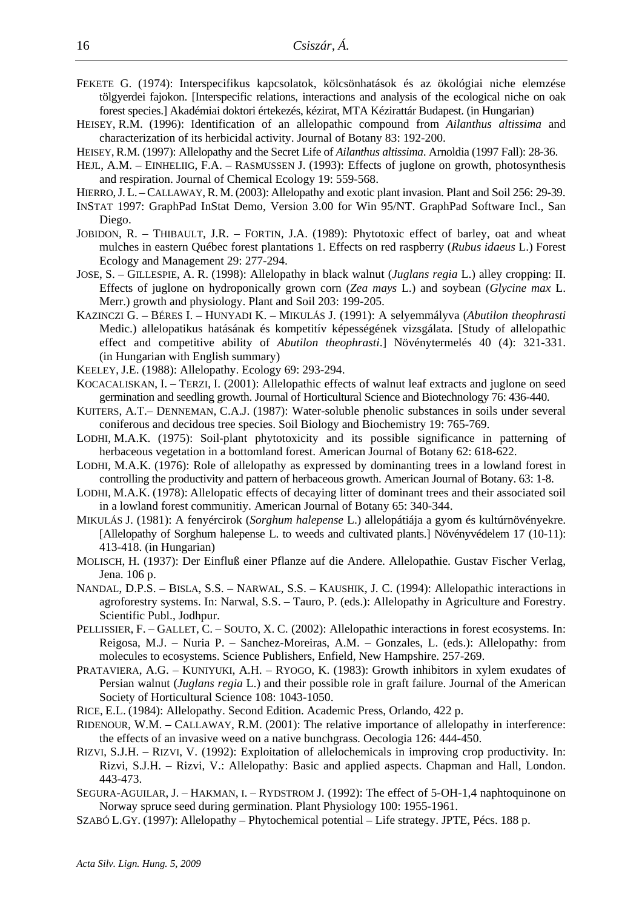FEKETE G. (1974): Interspecifikus kapcsolatok, kölcsönhatások és az ökológiai niche elemzése tölgyerdei fajokon. [Interspecific relations, interactions and analysis of the ecological niche on oak forest species.] Akadémiai doktori értekezés, kézirat, MTA Kézirattár Budapest. (in Hungarian)

HEISEY, R.M. (1996): Identification of an allelopathic compound from *Ailanthus altissima* and characterization of its herbicidal activity. Journal of Botany 83: 192-200.

HEISEY, R.M. (1997): Allelopathy and the Secret Life of *Ailanthus altissima*. Arnoldia (1997 Fall): 28-36.

HEJL, A.M. – EINHELIIG, F.A. – RASMUSSEN J. (1993): Effects of juglone on growth, photosynthesis and respiration. Journal of Chemical Ecology 19: 559-568.

HIERRO, J. L. – CALLAWAY, R. M. (2003): Allelopathy and exotic plant invasion. Plant and Soil 256: 29-39.

INSTAT 1997: GraphPad InStat Demo, Version 3.00 for Win 95/NT. GraphPad Software Incl., San Diego.

JOBIDON, R. – THIBAULT, J.R. – FORTIN, J.A. (1989): Phytotoxic effect of barley, oat and wheat mulches in eastern Québec forest plantations 1. Effects on red raspberry (*Rubus idaeus* L.) Forest Ecology and Management 29: 277-294.

JOSE, S. – GILLESPIE, A. R. (1998): Allelopathy in black walnut (*Juglans regia* L.) alley cropping: II. Effects of juglone on hydroponically grown corn (*Zea mays* L.) and soybean (*Glycine max* L. Merr.) growth and physiology. Plant and Soil 203: 199-205.

KAZINCZI G. – BÉRES I. – HUNYADI K. – MIKULÁS J. (1991): A selyemmályva (*Abutilon theophrasti* Medic.) allelopatikus hatásának és kompetitív képességének vizsgálata. [Study of allelopathic effect and competitive ability of *Abutilon theophrasti*.] Növénytermelés 40 (4): 321-331. (in Hungarian with English summary)

KEELEY, J.E. (1988): Allelopathy. Ecology 69: 293-294.

KOCACALISKAN, I. – TERZI, I. (2001): Allelopathic effects of walnut leaf extracts and juglone on seed germination and seedling growth. Journal of Horticultural Science and Biotechnology 76: 436-440.

KUITERS, A.T.– DENNEMAN, C.A.J. (1987): Water-soluble phenolic substances in soils under several coniferous and decidous tree species. Soil Biology and Biochemistry 19: 765-769.

LODHI, M.A.K. (1975): Soil-plant phytotoxicity and its possible significance in patterning of herbaceous vegetation in a bottomland forest. American Journal of Botany 62: 618-622.

LODHI, M.A.K. (1976): Role of allelopathy as expressed by dominanting trees in a lowland forest in controlling the productivity and pattern of herbaceous growth. American Journal of Botany. 63: 1-8.

LODHI, M.A.K. (1978): Allelopatic effects of decaying litter of dominant trees and their associated soil in a lowland forest communitiy. American Journal of Botany 65: 340-344.

MIKULÁS J. (1981): A fenyércirok (*Sorghum halepense* L.) allelopátiája a gyom és kultúrnövényekre. [Allelopathy of Sorghum halepense L. to weeds and cultivated plants.] Növényvédelem 17 (10-11): 413-418. (in Hungarian)

MOLISCH, H. (1937): Der Einfluß einer Pflanze auf die Andere. Allelopathie. Gustav Fischer Verlag, Jena. 106 p.

NANDAL, D.P.S. – BISLA, S.S. – NARWAL, S.S. – KAUSHIK, J. C. (1994): Allelopathic interactions in agroforestry systems. In: Narwal, S.S. – Tauro, P. (eds.): Allelopathy in Agriculture and Forestry. Scientific Publ., Jodhpur.

PELLISSIER, F. – GALLET, C. – SOUTO, X. C. (2002): Allelopathic interactions in forest ecosystems. In: Reigosa, M.J. – Nuria P. – Sanchez-Moreiras, A.M. – Gonzales, L. (eds.): Allelopathy: from molecules to ecosystems. Science Publishers, Enfield, New Hampshire. 257-269.

PRATAVIERA, A.G. – KUNIYUKI, A.H. – RYOGO, K. (1983): Growth inhibitors in xylem exudates of Persian walnut (*Juglans regia* L.) and their possible role in graft failure. Journal of the American Society of Horticultural Science 108: 1043-1050.

RICE, E.L. (1984): Allelopathy. Second Edition. Academic Press, Orlando, 422 p.

RIDENOUR, W.M. – CALLAWAY, R.M. (2001): The relative importance of allelopathy in interference: the effects of an invasive weed on a native bunchgrass. Oecologia 126: 444-450.

RIZVI, S.J.H. – RIZVI, V. (1992): Exploitation of allelochemicals in improving crop productivity. In: Rizvi, S.J.H. – Rizvi, V.: Allelopathy: Basic and applied aspects. Chapman and Hall, London. 443-473.

SEGURA-AGUILAR, J. – HAKMAN, I. – RYDSTROM J. (1992): The effect of 5-OH-1,4 naphtoquinone on Norway spruce seed during germination. Plant Physiology 100: 1955-1961.

SZABÓ L.GY. (1997): Allelopathy – Phytochemical potential – Life strategy. JPTE, Pécs. 188 p.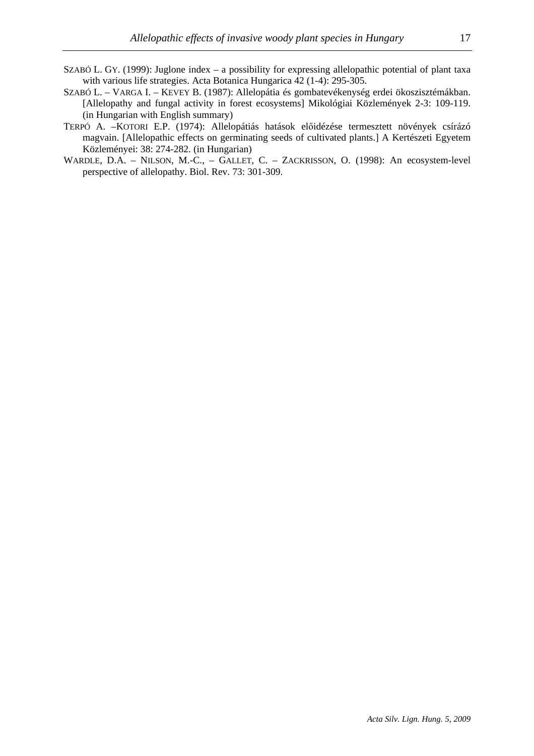SZABÓ L. GY. (1999): Juglone index – a possibility for expressing allelopathic potential of plant taxa with various life strategies. Acta Botanica Hungarica 42 (1-4): 295-305.

SZABÓ L. – VARGA I. – KEVEY B. (1987): Allelopátia és gombatevékenység erdei ökoszisztémákban. [Allelopathy and fungal activity in forest ecosystems] Mikológiai Közlemények 2-3: 109-119. (in Hungarian with English summary)

TERPÓ A. –KOTORI E.P. (1974): Allelopátiás hatások előidézése termesztett növények csírázó magvain. [Allelopathic effects on germinating seeds of cultivated plants.] A Kertészeti Egyetem Közleményei: 38: 274-282. (in Hungarian)

WARDLE, D.A. – NILSON, M.-C., – GALLET, C. – ZACKRISSON, O. (1998): An ecosystem-level perspective of allelopathy. Biol. Rev. 73: 301-309.